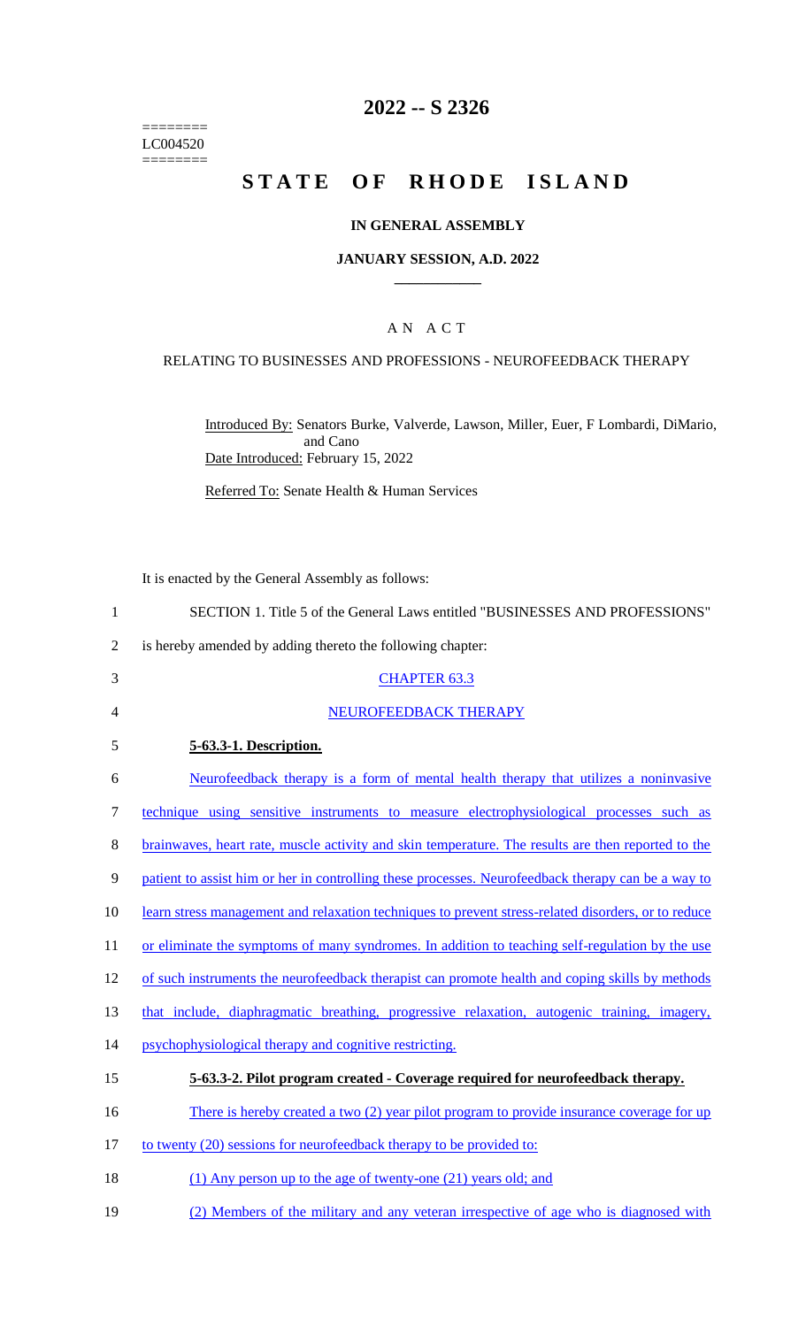========
LC004520
========

# 2022 -- S 2326

# STATE OF RHODE ISLAND

## IN GENERAL ASSEMBLY

## JANUARY SESSION, A.D. 2022

## A N A C T

### RELATING TO BUSINESSES AND PROFESSIONS - NEUROFEEDBACK THERAPY

Introduced By: Senators Burke, Valverde, Lawson, Miller, Euer, F Lombardi, DiMario, and Cano

Date Introduced: February 15, 2022

Referred To: Senate Health & Human Services

It is enacted by the General Assembly as follows:

1 SECTION 1. Title 5 of the General Laws entitled "BUSINESSES AND PROFESSIONS"
2 is hereby amended by adding thereto the following chapter:

3 CHAPTER 63.3

4 NEUROFEEDBACK THERAPY

5 **5-63.3-1. Description.**

6 Neurofeedback therapy is a form of mental health therapy that utilizes a noninvasive
7 technique using sensitive instruments to measure electrophysiological processes such as
8 brainwaves, heart rate, muscle activity and skin temperature. The results are then reported to the
9 patient to assist him or her in controlling these processes. Neurofeedback therapy can be a way to
10 learn stress management and relaxation techniques to prevent stress-related disorders, or to reduce
11 or eliminate the symptoms of many syndromes. In addition to teaching self-regulation by the use
12 of such instruments the neurofeedback therapist can promote health and coping skills by methods
13 that include, diaphragmatic breathing, progressive relaxation, autogenic training, imagery,
14 psychophysiological therapy and cognitive restricting.

15 **5-63.3-2. Pilot program created - Coverage required for neurofeedback therapy.**

16 There is hereby created a two (2) year pilot program to provide insurance coverage for up
17 to twenty (20) sessions for neurofeedback therapy to be provided to:

18 (1) Any person up to the age of twenty-one (21) years old; and

19 (2) Members of the military and any veteran irrespective of age who is diagnosed with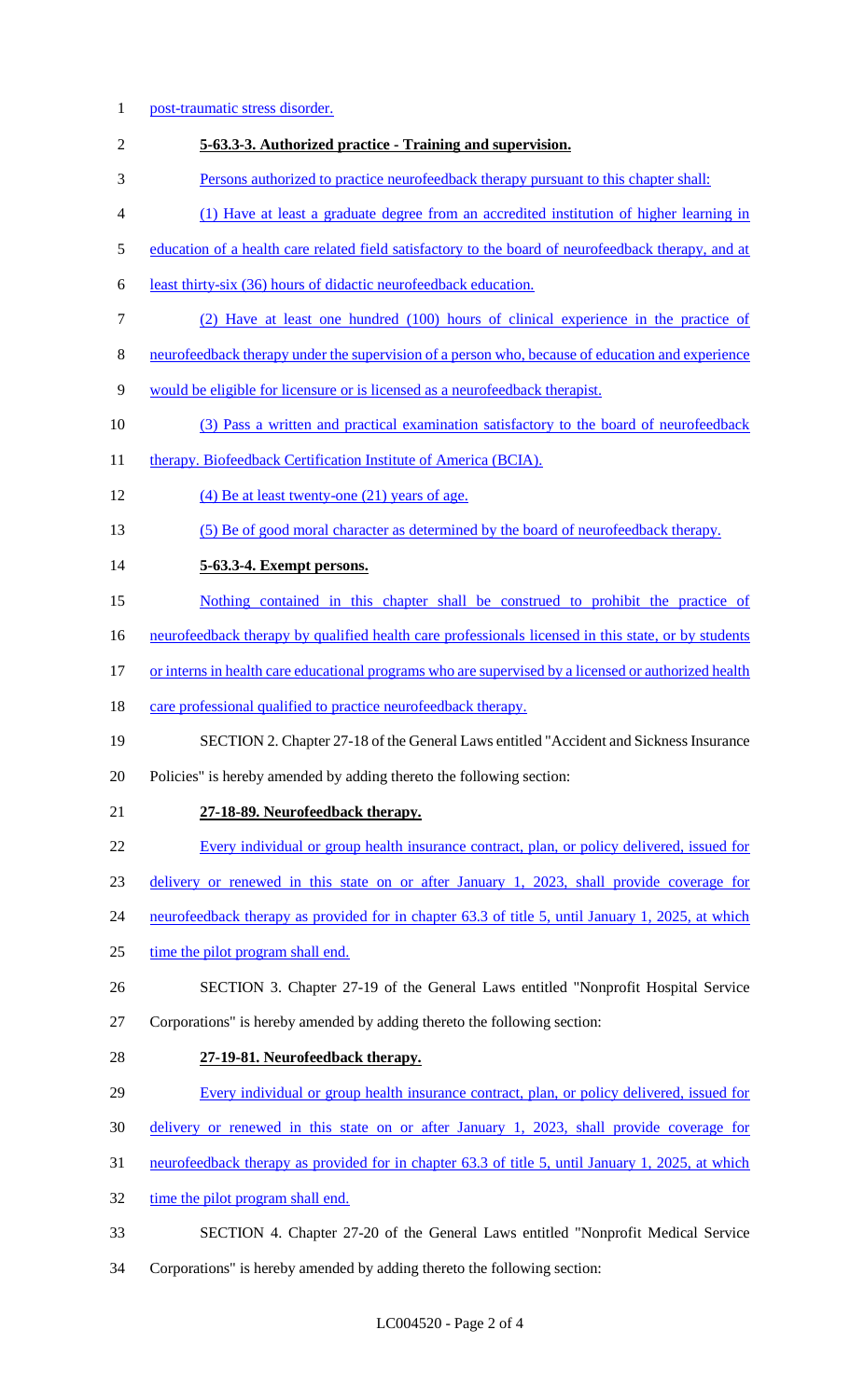post-traumatic stress disorder.

**5-63.3-3. Authorized practice - Training and supervision.**

Persons authorized to practice neurofeedback therapy pursuant to this chapter shall:

(1) Have at least a graduate degree from an accredited institution of higher learning in education of a health care related field satisfactory to the board of neurofeedback therapy, and at least thirty-six (36) hours of didactic neurofeedback education.

(2) Have at least one hundred (100) hours of clinical experience in the practice of neurofeedback therapy under the supervision of a person who, because of education and experience would be eligible for licensure or is licensed as a neurofeedback therapist.

(3) Pass a written and practical examination satisfactory to the board of neurofeedback therapy. Biofeedback Certification Institute of America (BCIA).

(4) Be at least twenty-one (21) years of age.

(5) Be of good moral character as determined by the board of neurofeedback therapy.

**5-63.3-4. Exempt persons.**

Nothing contained in this chapter shall be construed to prohibit the practice of neurofeedback therapy by qualified health care professionals licensed in this state, or by students or interns in health care educational programs who are supervised by a licensed or authorized health care professional qualified to practice neurofeedback therapy.

SECTION 2. Chapter 27-18 of the General Laws entitled "Accident and Sickness Insurance Policies" is hereby amended by adding thereto the following section:

**27-18-89. Neurofeedback therapy.**

Every individual or group health insurance contract, plan, or policy delivered, issued for delivery or renewed in this state on or after January 1, 2023, shall provide coverage for neurofeedback therapy as provided for in chapter 63.3 of title 5, until January 1, 2025, at which time the pilot program shall end.

SECTION 3. Chapter 27-19 of the General Laws entitled "Nonprofit Hospital Service Corporations" is hereby amended by adding thereto the following section:

**27-19-81. Neurofeedback therapy.**

Every individual or group health insurance contract, plan, or policy delivered, issued for delivery or renewed in this state on or after January 1, 2023, shall provide coverage for neurofeedback therapy as provided for in chapter 63.3 of title 5, until January 1, 2025, at which time the pilot program shall end.

SECTION 4. Chapter 27-20 of the General Laws entitled "Nonprofit Medical Service Corporations" is hereby amended by adding thereto the following section: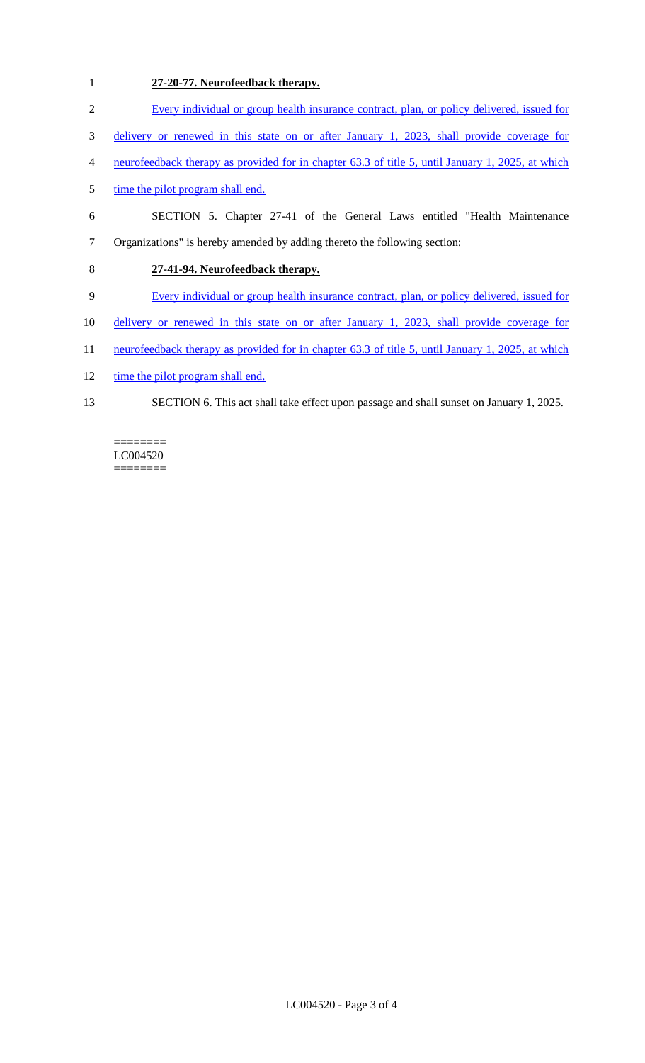**27-20-77. Neurofeedback therapy.**

Every individual or group health insurance contract, plan, or policy delivered, issued for delivery or renewed in this state on or after January 1, 2023, shall provide coverage for neurofeedback therapy as provided for in chapter 63.3 of title 5, until January 1, 2025, at which time the pilot program shall end.

SECTION 5. Chapter 27-41 of the General Laws entitled "Health Maintenance Organizations" is hereby amended by adding thereto the following section:

**27-41-94. Neurofeedback therapy.**

Every individual or group health insurance contract, plan, or policy delivered, issued for delivery or renewed in this state on or after January 1, 2023, shall provide coverage for neurofeedback therapy as provided for in chapter 63.3 of title 5, until January 1, 2025, at which time the pilot program shall end.

SECTION 6. This act shall take effect upon passage and shall sunset on January 1, 2025.

========
LC004520
========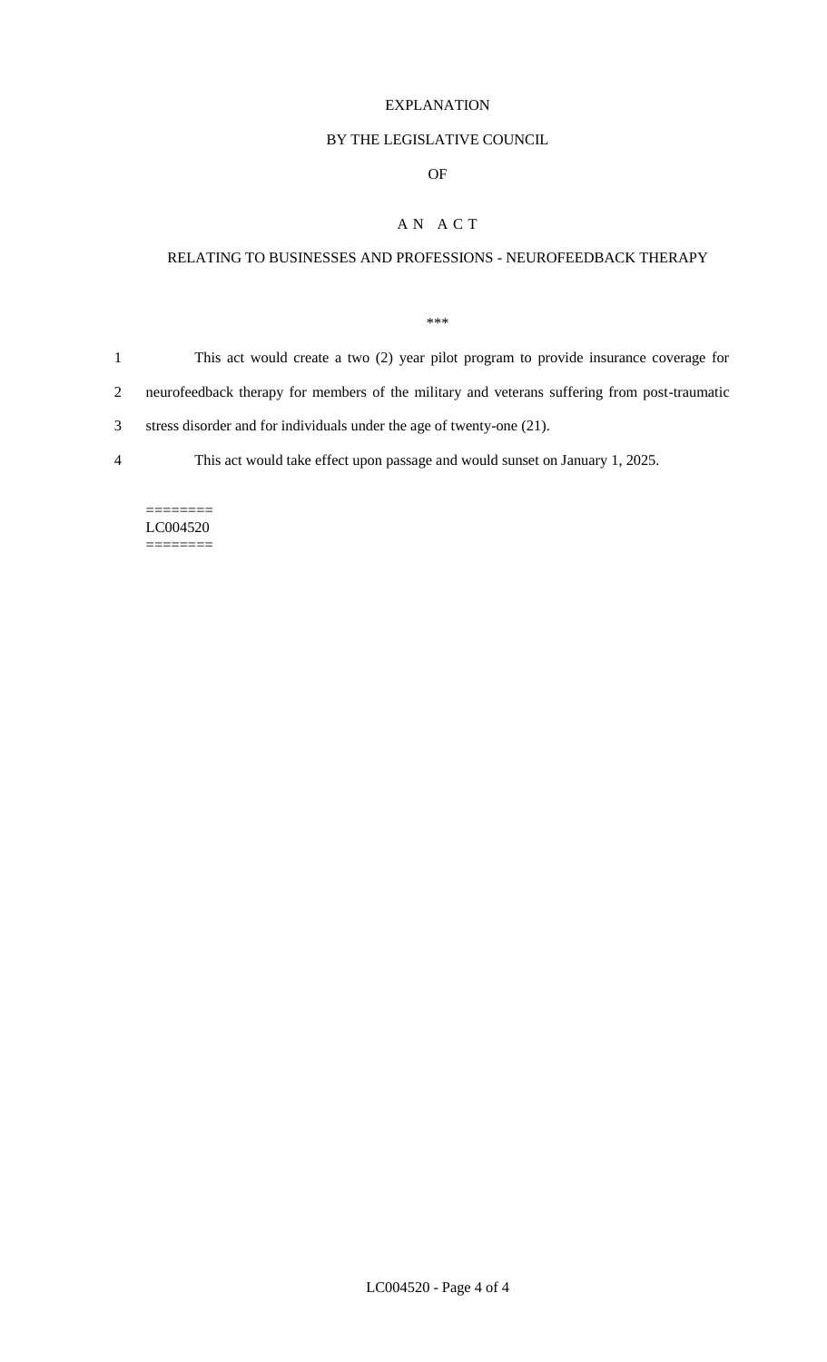EXPLANATION

BY THE LEGISLATIVE COUNCIL

OF

A N A C T

RELATING TO BUSINESSES AND PROFESSIONS - NEUROFEEDBACK THERAPY

\*\*\*

1 This act would create a two (2) year pilot program to provide insurance coverage for
2 neurofeedback therapy for members of the military and veterans suffering from post-traumatic
3 stress disorder and for individuals under the age of twenty-one (21).
4 This act would take effect upon passage and would sunset on January 1, 2025.

========
LC004520
========